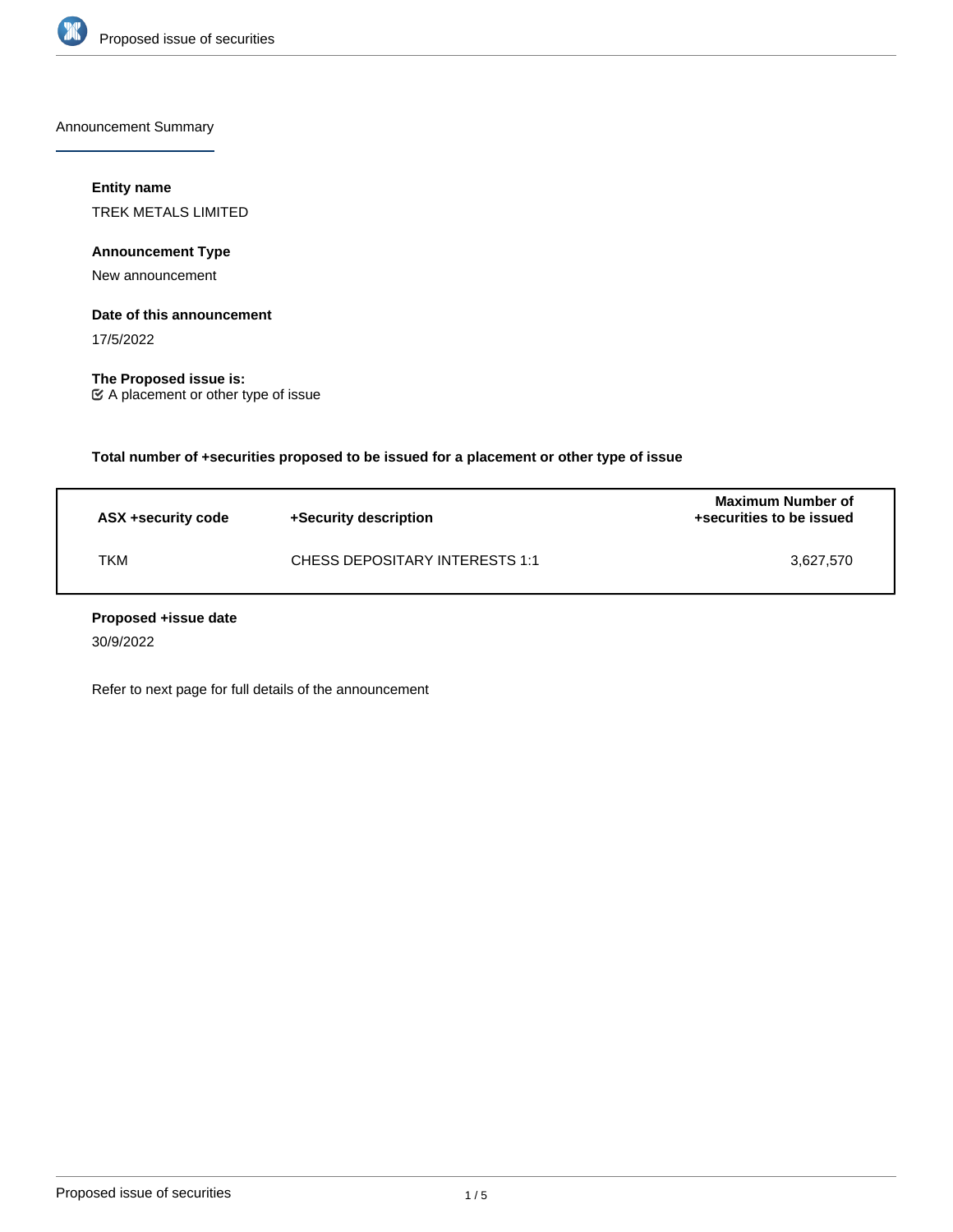Announcement Summary

**Entity name**

TREK METALS LIMITED

**Announcement Type**

New announcement

**Date of this announcement**

17/5/2022

**The Proposed issue is:**

A placement or other type of issue

**Total number of +securities proposed to be issued for a placement or other type of issue**

| ASX +security code | +Security description | Maximum Number of +securities to be issued |
| --- | --- | --- |
| TKM | CHESS DEPOSITARY INTERESTS 1:1 | 3,627,570 |

**Proposed +issue date**

30/9/2022

Refer to next page for full details of the announcement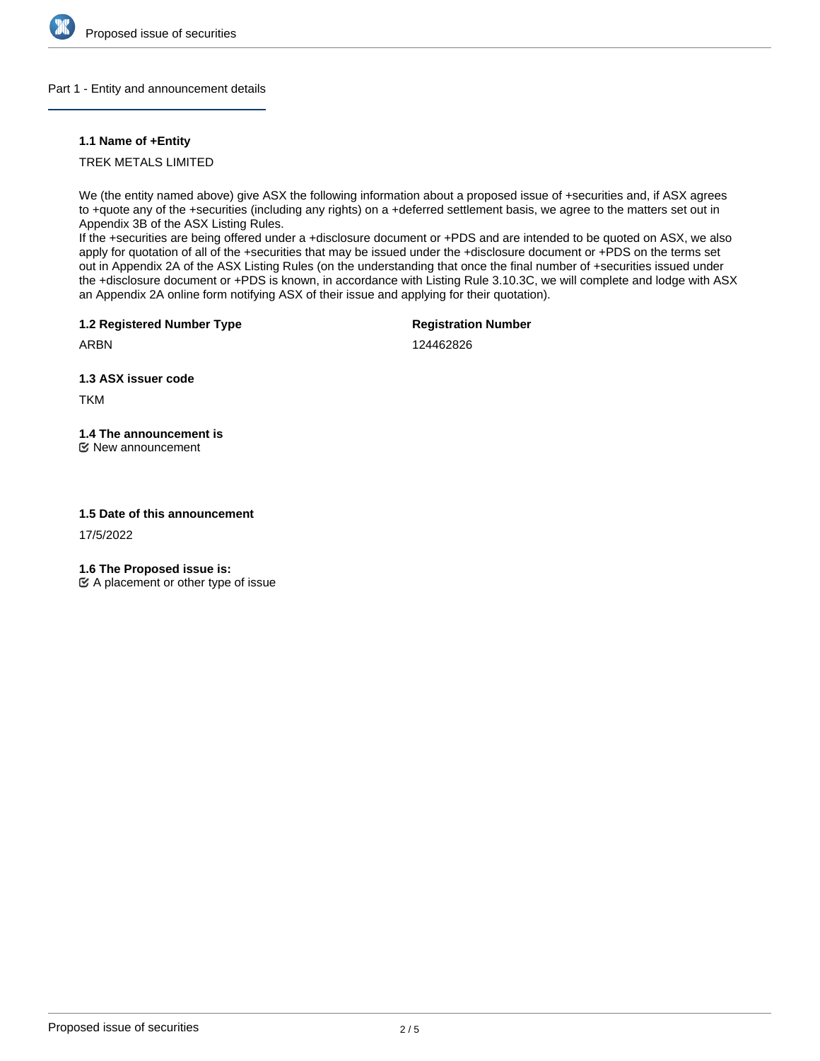## Part 1 - Entity and announcement details

### 1.1 Name of +Entity

TREK METALS LIMITED

We (the entity named above) give ASX the following information about a proposed issue of +securities and, if ASX agrees to +quote any of the +securities (including any rights) on a +deferred settlement basis, we agree to the matters set out in Appendix 3B of the ASX Listing Rules.
If the +securities are being offered under a +disclosure document or +PDS and are intended to be quoted on ASX, we also apply for quotation of all of the +securities that may be issued under the +disclosure document or +PDS on the terms set out in Appendix 2A of the ASX Listing Rules (on the understanding that once the final number of +securities issued under the +disclosure document or +PDS is known, in accordance with Listing Rule 3.10.3C, we will complete and lodge with ASX an Appendix 2A online form notifying ASX of their issue and applying for their quotation).

### 1.2 Registered Number Type

ARBN

**Registration Number**

124462826

### 1.3 ASX issuer code

TKM

### 1.4 The announcement is

☑ New announcement

### 1.5 Date of this announcement

17/5/2022

### 1.6 The Proposed issue is:

☑ A placement or other type of issue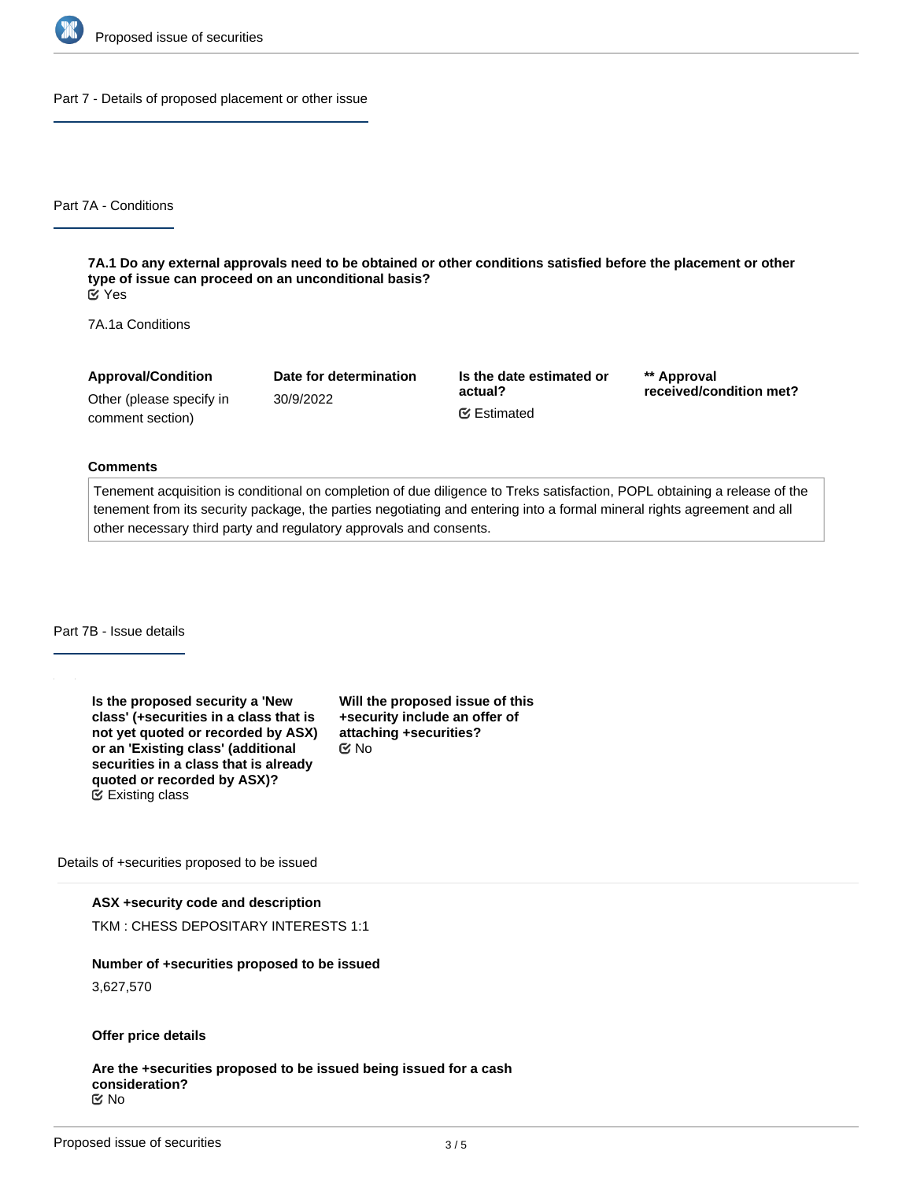## Part 7 - Details of proposed placement or other issue

### Part 7A - Conditions

**7A.1 Do any external approvals need to be obtained or other conditions satisfied before the placement or other type of issue can proceed on an unconditional basis?**
Yes

7A.1a Conditions

| Approval/Condition | Date for determination | Is the date estimated or actual? | ** Approval received/condition met? |
| --- | --- | --- | --- |
| Other (please specify in comment section) | 30/9/2022 | Estimated | |

**Comments**

Tenement acquisition is conditional on completion of due diligence to Treks satisfaction, POPL obtaining a release of the tenement from its security package, the parties negotiating and entering into a formal mineral rights agreement and all other necessary third party and regulatory approvals and consents.

### Part 7B - Issue details

**Is the proposed security a 'New class' (+securities in a class that is not yet quoted or recorded by ASX) or an 'Existing class' (additional securities in a class that is already quoted or recorded by ASX)?**
Existing class

**Will the proposed issue of this +security include an offer of attaching +securities?**
No

Details of +securities proposed to be issued

**ASX +security code and description**

TKM : CHESS DEPOSITARY INTERESTS 1:1

**Number of +securities proposed to be issued**

3,627,570

**Offer price details**

**Are the +securities proposed to be issued being issued for a cash consideration?**
No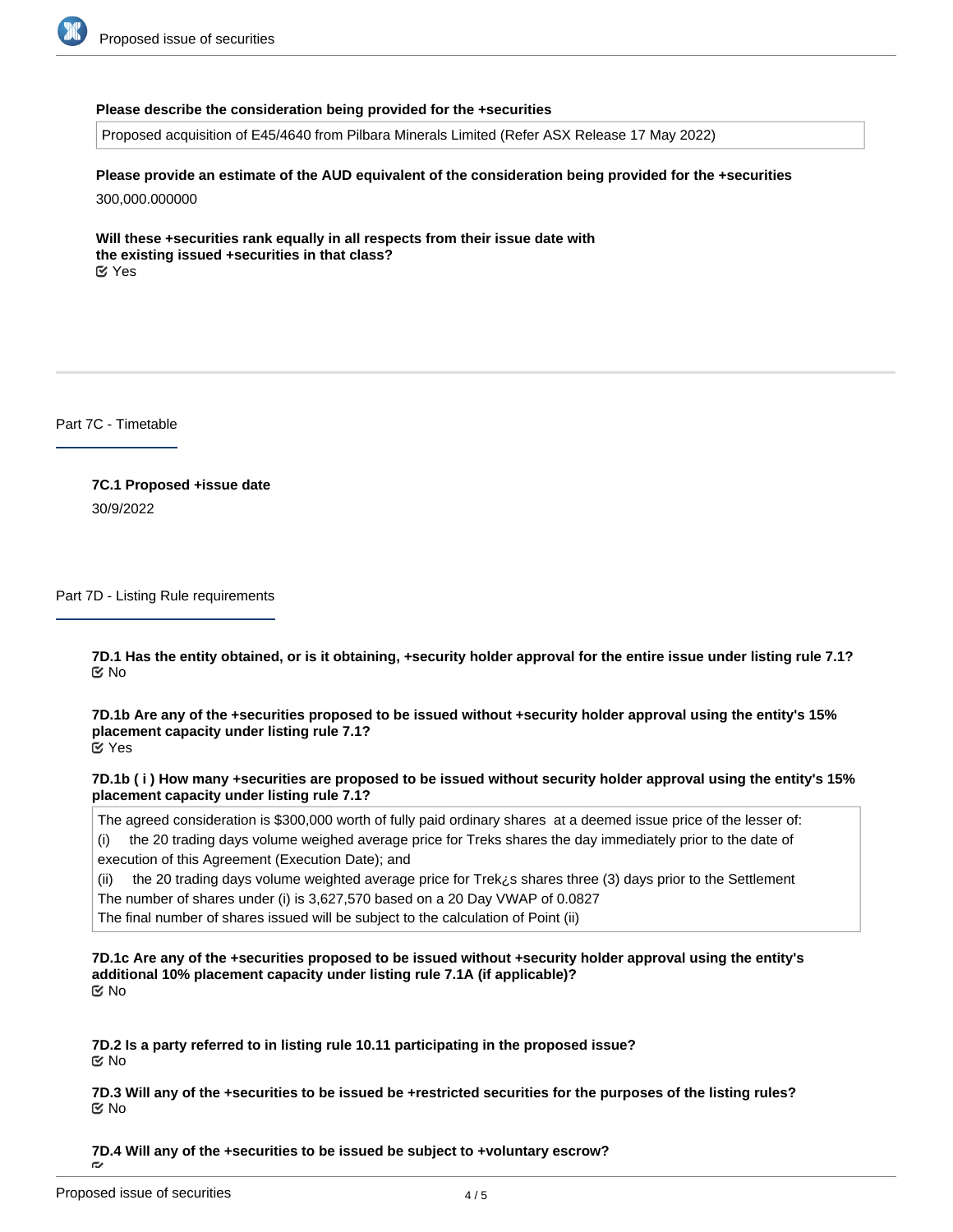**Please describe the consideration being provided for the +securities**

Proposed acquisition of E45/4640 from Pilbara Minerals Limited (Refer ASX Release 17 May 2022)

**Please provide an estimate of the AUD equivalent of the consideration being provided for the +securities**

300,000.000000

**Will these +securities rank equally in all respects from their issue date with the existing issued +securities in that class?**

☑ Yes

## Part 7C - Timetable

**7C.1 Proposed +issue date**

30/9/2022

## Part 7D - Listing Rule requirements

**7D.1 Has the entity obtained, or is it obtaining, +security holder approval for the entire issue under listing rule 7.1?**

☑ No

**7D.1b Are any of the +securities proposed to be issued without +security holder approval using the entity's 15% placement capacity under listing rule 7.1?**

☑ Yes

**7D.1b ( i ) How many +securities are proposed to be issued without security holder approval using the entity's 15% placement capacity under listing rule 7.1?**

The agreed consideration is $300,000 worth of fully paid ordinary shares at a deemed issue price of the lesser of:

(i) the 20 trading days volume weighed average price for Treks shares the day immediately prior to the date of execution of this Agreement (Execution Date); and

(ii) the 20 trading days volume weighted average price for Trek¿s shares three (3) days prior to the Settlement

The number of shares under (i) is 3,627,570 based on a 20 Day VWAP of 0.0827

The final number of shares issued will be subject to the calculation of Point (ii)

**7D.1c Are any of the +securities proposed to be issued without +security holder approval using the entity's additional 10% placement capacity under listing rule 7.1A (if applicable)?**

☑ No

**7D.2 Is a party referred to in listing rule 10.11 participating in the proposed issue?**

☑ No

**7D.3 Will any of the +securities to be issued be +restricted securities for the purposes of the listing rules?**

☑ No

**7D.4 Will any of the +securities to be issued be subject to +voluntary escrow?**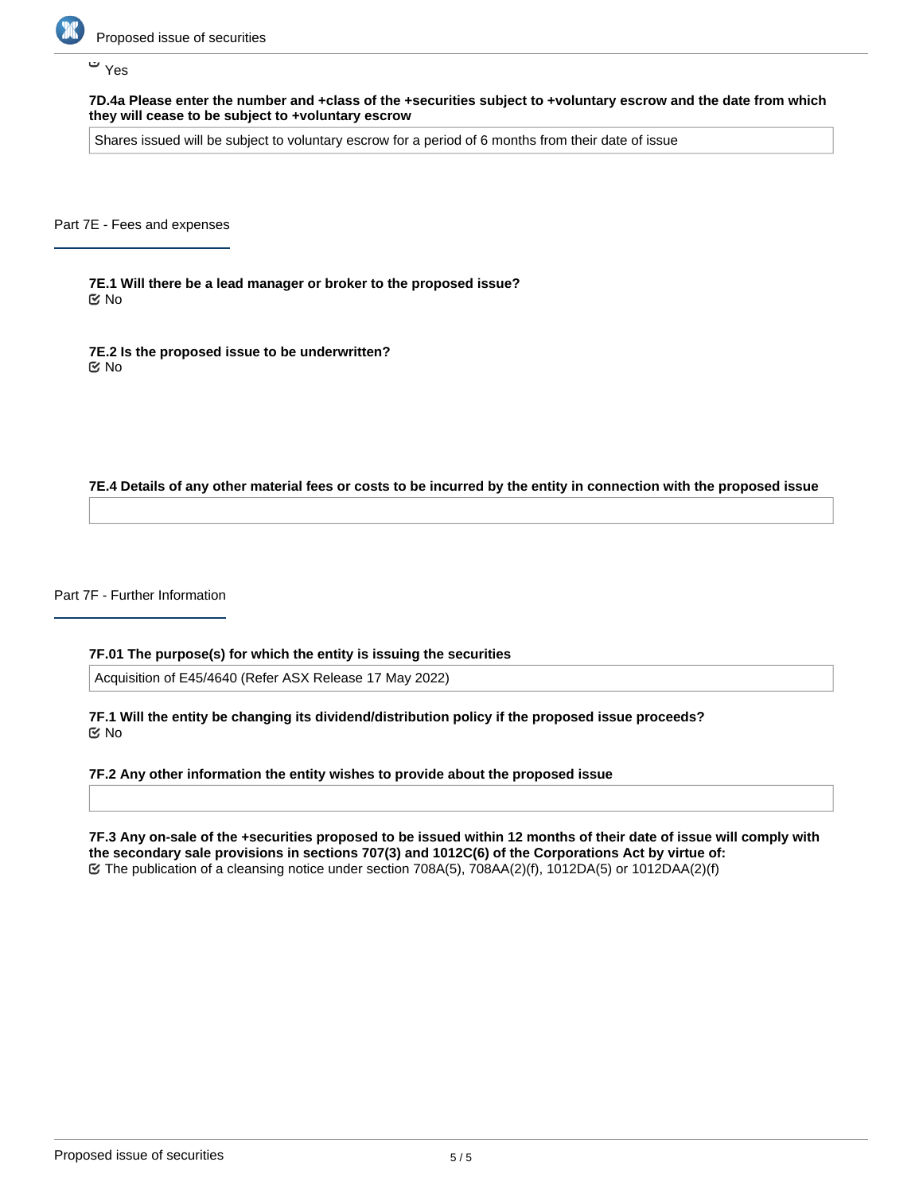☑ Yes

**7D.4a Please enter the number and +class of the +securities subject to +voluntary escrow and the date from which they will cease to be subject to +voluntary escrow**

Shares issued will be subject to voluntary escrow for a period of 6 months from their date of issue

## Part 7E - Fees and expenses

**7E.1 Will there be a lead manager or broker to the proposed issue?**
☑ No

**7E.2 Is the proposed issue to be underwritten?**
☑ No

**7E.4 Details of any other material fees or costs to be incurred by the entity in connection with the proposed issue**

## Part 7F - Further Information

**7F.01 The purpose(s) for which the entity is issuing the securities**

Acquisition of E45/4640 (Refer ASX Release 17 May 2022)

**7F.1 Will the entity be changing its dividend/distribution policy if the proposed issue proceeds?**
☑ No

**7F.2 Any other information the entity wishes to provide about the proposed issue**

**7F.3 Any on-sale of the +securities proposed to be issued within 12 months of their date of issue will comply with the secondary sale provisions in sections 707(3) and 1012C(6) of the Corporations Act by virtue of:**
☑ The publication of a cleansing notice under section 708A(5), 708AA(2)(f), 1012DA(5) or 1012DAA(2)(f)